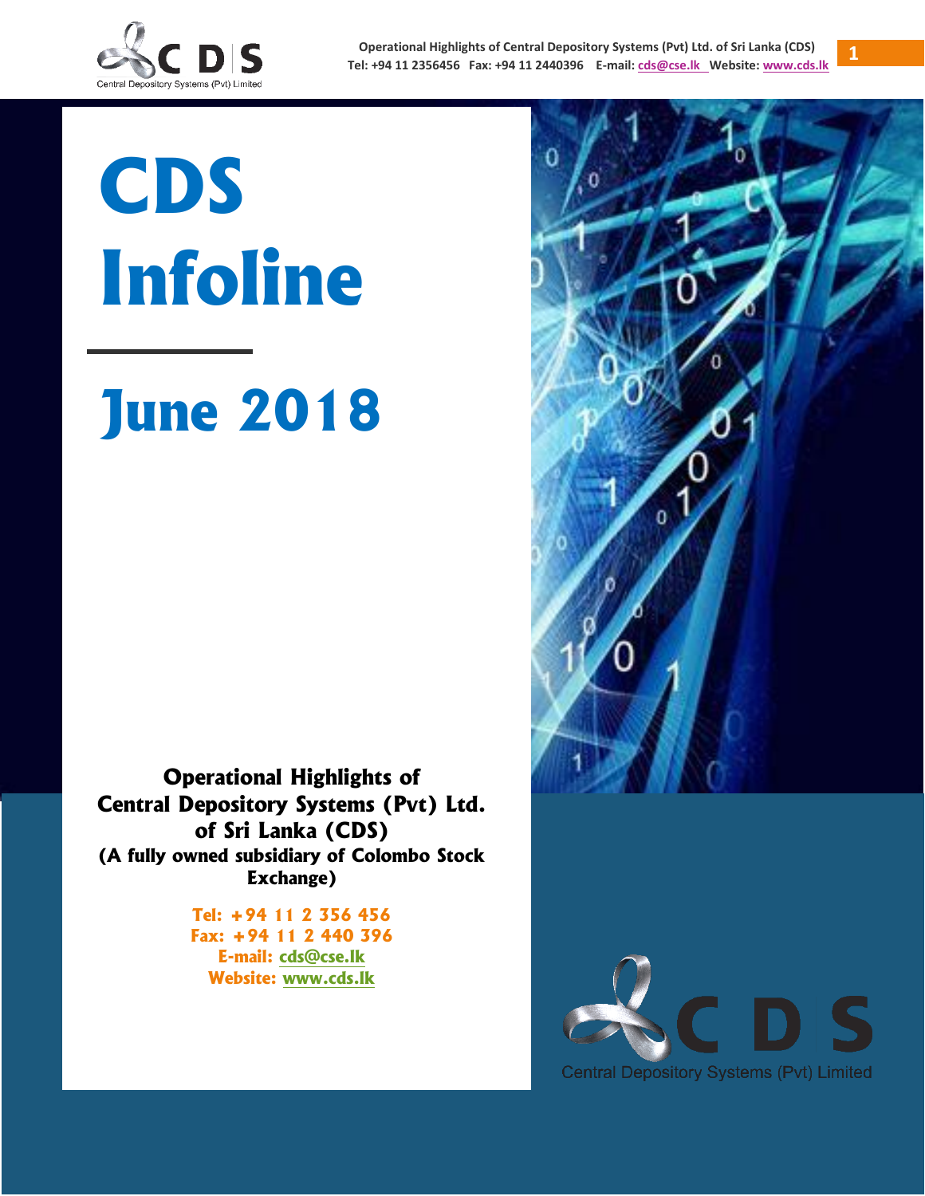# CDS Infoline

## June 2018

**Operational Highlights of Central Depository Systems (Pvt) Ltd. of Sri Lanka (CDS)**
**(A fully owned subsidiary of Colombo Stock Exchange)**

**Tel: +94 11 2 356 456**
**Fax: +94 11 2 440 396**
**E-mail: cds@cse.lk**
**Website: www.cds.lk**

Central Depository Systems (Pvt) Limited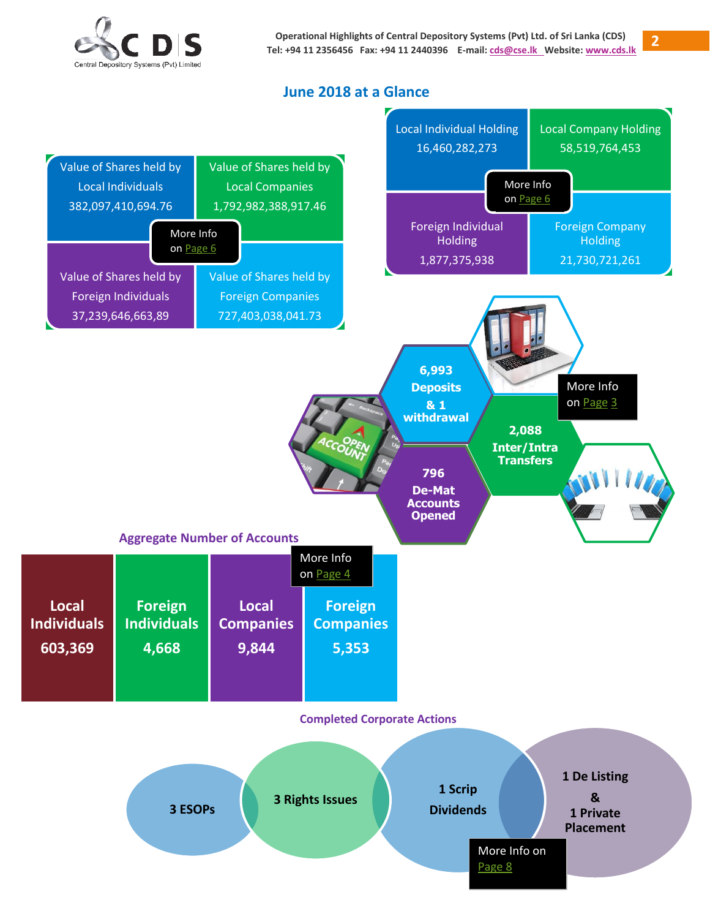## June 2018 at a Glance

| Value of Shares held by Local Individuals | Value of Shares held by Local Companies |
|---|---|
| 382,097,410,694.76 | 1,792,982,388,917.46 |
| **Value of Shares held by Foreign Individuals** | **Value of Shares held by Foreign Companies** |
| 37,239,646,663,89 | 727,403,038,041.73 |

More Info on Page 6

| Local Individual Holding | Local Company Holding |
|---|---|
| 16,460,282,273 | 58,519,764,453 |
| **Foreign Individual Holding** | **Foreign Company Holding** |
| 1,877,375,938 | 21,730,721,261 |

More Info on Page 6

- **6,993 Deposits & 1 withdrawal**
- **2,088 Inter/Intra Transfers**
- **796 De-Mat Accounts Opened**

More Info on Page 3

### Aggregate Number of Accounts

| Local Individuals | Foreign Individuals | Local Companies | Foreign Companies |
|---|---|---|---|
| 603,369 | 4,668 | 9,844 | 5,353 |

More Info on Page 4

### Completed Corporate Actions

- **3 ESOPs**
- **3 Rights Issues**
- **1 Scrip Dividends**
- **1 De Listing & 1 Private Placement**

More Info on Page 8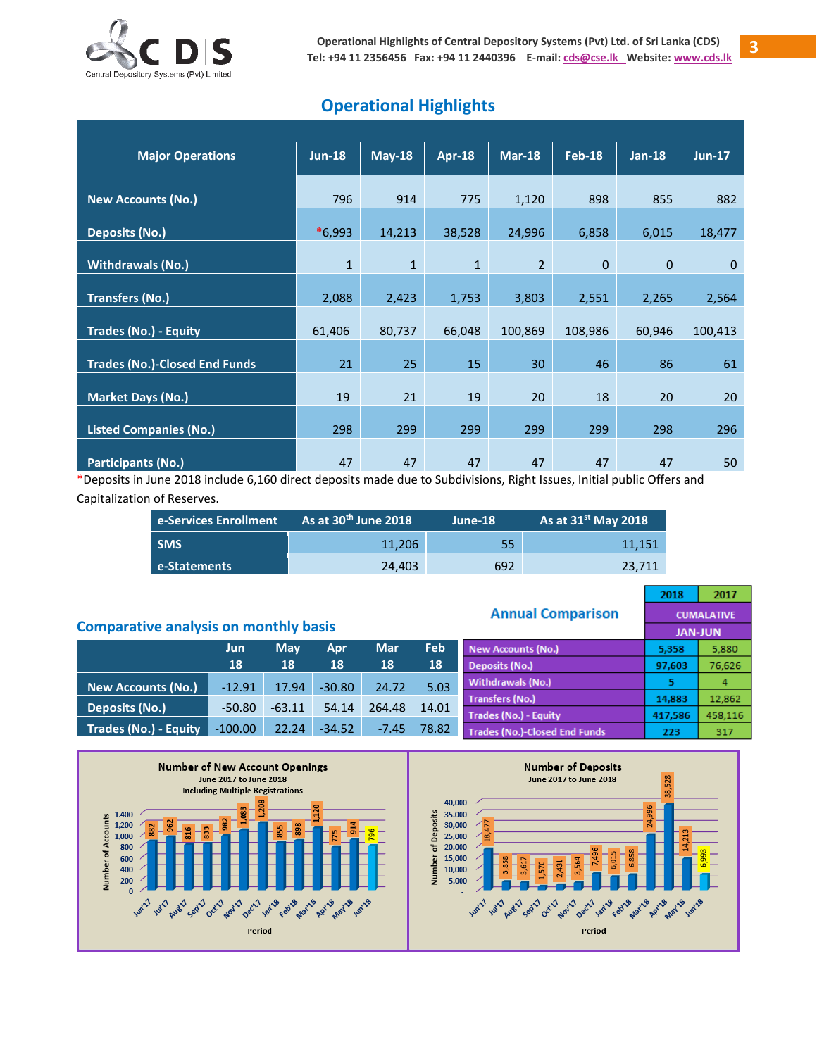## Operational Highlights

| Major Operations | Jun-18 | May-18 | Apr-18 | Mar-18 | Feb-18 | Jan-18 | Jun-17 |
|---|---|---|---|---|---|---|---|
| New Accounts (No.) | 796 | 914 | 775 | 1,120 | 898 | 855 | 882 |
| Deposits (No.) | *6,993 | 14,213 | 38,528 | 24,996 | 6,858 | 6,015 | 18,477 |
| Withdrawals (No.) | 1 | 1 | 1 | 2 | 0 | 0 | 0 |
| Transfers (No.) | 2,088 | 2,423 | 1,753 | 3,803 | 2,551 | 2,265 | 2,564 |
| Trades (No.) - Equity | 61,406 | 80,737 | 66,048 | 100,869 | 108,986 | 60,946 | 100,413 |
| Trades (No.)-Closed End Funds | 21 | 25 | 15 | 30 | 46 | 86 | 61 |
| Market Days (No.) | 19 | 21 | 19 | 20 | 18 | 20 | 20 |
| Listed Companies (No.) | 298 | 299 | 299 | 299 | 299 | 298 | 296 |
| Participants (No.) | 47 | 47 | 47 | 47 | 47 | 47 | 50 |

*Deposits in June 2018 include 6,160 direct deposits made due to Subdivisions, Right Issues, Initial public Offers and Capitalization of Reserves.

| e-Services Enrollment | As at 30th June 2018 | June-18 | As at 31st May 2018 |
|---|---|---|---|
| SMS | 11,206 | 55 | 11,151 |
| e-Statements | 24,403 | 692 | 23,711 |

### Comparative analysis on monthly basis

| | Jun 18 | May 18 | Apr 18 | Mar 18 | Feb 18 |
|---|---|---|---|---|---|
| New Accounts (No.) | -12.91 | 17.94 | -30.80 | 24.72 | 5.03 |
| Deposits (No.) | -50.80 | -63.11 | 54.14 | 264.48 | 14.01 |
| Trades (No.) - Equity | -100.00 | 22.24 | -34.52 | -7.45 | 78.82 |

### Annual Comparison

| | 2018 | 2017 |
|---|---|---|
| | CUMALATIVE | |
| | JAN-JUN | |
| New Accounts (No.) | 5,358 | 5,880 |
| Deposits (No.) | 97,603 | 76,626 |
| Withdrawals (No.) | 5 | 4 |
| Transfers (No.) | 14,883 | 12,862 |
| Trades (No.) - Equity | 417,586 | 458,116 |
| Trades (No.)-Closed End Funds | 223 | 317 |

**Number of New Account Openings**
June 2017 to June 2018
Including Multiple Registrations

| Period | Jun'17 | Jul'17 | Aug'17 | Sep'17 | Oct'17 | Nov'17 | Dec'17 | Jan'18 | Feb'18 | Mar'18 | Apr'18 | May'18 | Jun'18 |
|---|---|---|---|---|---|---|---|---|---|---|---|---|---|
| Number of Accounts | 882 | 962 | 816 | 833 | 982 | 1,083 | 1,208 | 855 | 898 | 1,120 | 775 | 914 | 796 |

**Number of Deposits**
June 2017 to June 2018

| Period | Jun'17 | Jul'17 | Aug'17 | Sep'17 | Oct'17 | Nov'17 | Dec'17 | Jan'18 | Feb'18 | Mar'18 | Apr'18 | May'18 | Jun'18 |
|---|---|---|---|---|---|---|---|---|---|---|---|---|---|
| Number of Deposits | 18,477 | 3,858 | 3,617 | 1,570 | 2,431 | 3,564 | 7,496 | 6,015 | 6,858 | 24,996 | 38,528 | 14,213 | 6,993 |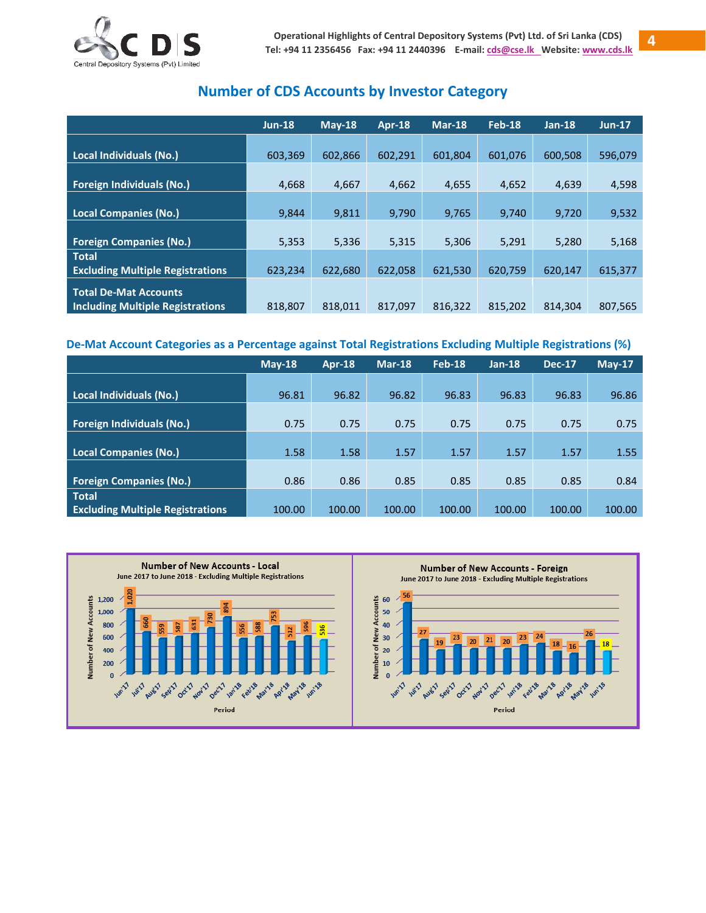## Number of CDS Accounts by Investor Category

| | Jun-18 | May-18 | Apr-18 | Mar-18 | Feb-18 | Jan-18 | Jun-17 |
|---|---|---|---|---|---|---|---|
| Local Individuals (No.) | 603,369 | 602,866 | 602,291 | 601,804 | 601,076 | 600,508 | 596,079 |
| Foreign Individuals (No.) | 4,668 | 4,667 | 4,662 | 4,655 | 4,652 | 4,639 | 4,598 |
| Local Companies (No.) | 9,844 | 9,811 | 9,790 | 9,765 | 9,740 | 9,720 | 9,532 |
| Foreign Companies (No.) | 5,353 | 5,336 | 5,315 | 5,306 | 5,291 | 5,280 | 5,168 |
| Total Excluding Multiple Registrations | 623,234 | 622,680 | 622,058 | 621,530 | 620,759 | 620,147 | 615,377 |
| Total De-Mat Accounts Including Multiple Registrations | 818,807 | 818,011 | 817,097 | 816,322 | 815,202 | 814,304 | 807,565 |

### De-Mat Account Categories as a Percentage against Total Registrations Excluding Multiple Registrations (%)

| | May-18 | Apr-18 | Mar-18 | Feb-18 | Jan-18 | Dec-17 | May-17 |
|---|---|---|---|---|---|---|---|
| Local Individuals (No.) | 96.81 | 96.82 | 96.82 | 96.83 | 96.83 | 96.83 | 96.86 |
| Foreign Individuals (No.) | 0.75 | 0.75 | 0.75 | 0.75 | 0.75 | 0.75 | 0.75 |
| Local Companies (No.) | 1.58 | 1.58 | 1.57 | 1.57 | 1.57 | 1.57 | 1.55 |
| Foreign Companies (No.) | 0.86 | 0.86 | 0.85 | 0.85 | 0.85 | 0.85 | 0.84 |
| Total Excluding Multiple Registrations | 100.00 | 100.00 | 100.00 | 100.00 | 100.00 | 100.00 | 100.00 |

**Number of New Accounts - Local**
June 2017 to June 2018 - Excluding Multiple Registrations

| Period | Number of New Accounts |
|---|---|
| Jun'17 | 1,020 |
| Jul'17 | 660 |
| Aug'17 | 559 |
| Sep'17 | 587 |
| Oct'17 | 631 |
| Nov'17 | 730 |
| Dec'17 | 894 |
| Jan'18 | 556 |
| Feb'18 | 588 |
| Mar'18 | 753 |
| Apr'18 | 512 |
| May'18 | 596 |
| Jun'18 | 536 |

**Number of New Accounts - Foreign**
June 2017 to June 2018 - Excluding Multiple Registrations

| Period | Number of New Accounts |
|---|---|
| Jun'17 | 56 |
| Jul'17 | 27 |
| Aug'17 | 19 |
| Sep'17 | 23 |
| Oct'17 | 20 |
| Nov'17 | 21 |
| Dec'17 | 20 |
| Jan'18 | 23 |
| Feb'18 | 24 |
| Mar'18 | 18 |
| Apr'18 | 16 |
| May'18 | 26 |
| Jun'18 | 18 |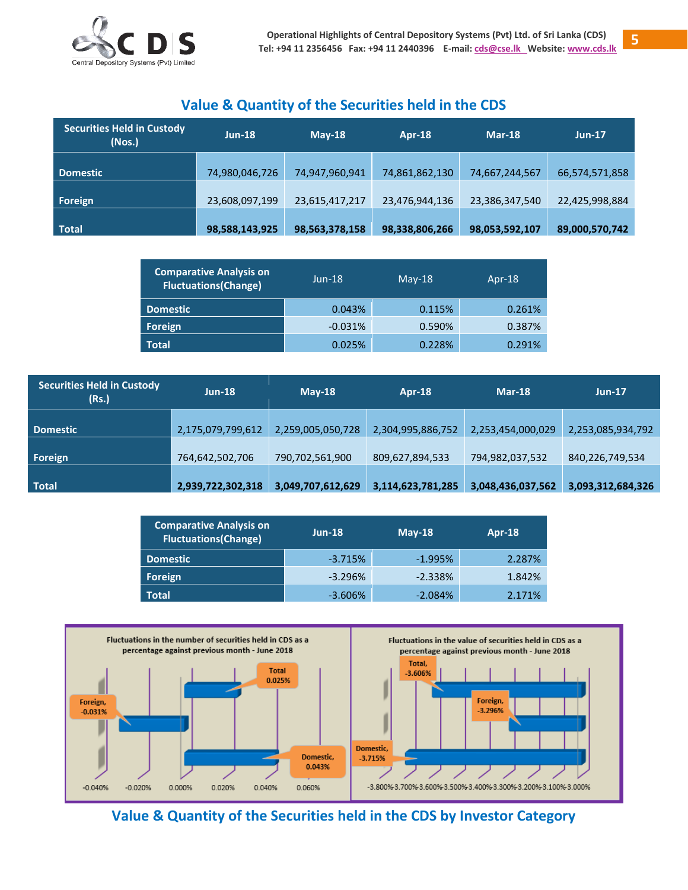## Value & Quantity of the Securities held in the CDS

| Securities Held in Custody (Nos.) | Jun-18 | May-18 | Apr-18 | Mar-18 | Jun-17 |
|---|---|---|---|---|---|
| Domestic | 74,980,046,726 | 74,947,960,941 | 74,861,862,130 | 74,667,244,567 | 66,574,571,858 |
| Foreign | 23,608,097,199 | 23,615,417,217 | 23,476,944,136 | 23,386,347,540 | 22,425,998,884 |
| Total | **98,588,143,925** | **98,563,378,158** | **98,338,806,266** | **98,053,592,107** | **89,000,570,742** |

| Comparative Analysis on Fluctuations(Change) | Jun-18 | May-18 | Apr-18 |
|---|---|---|---|
| Domestic | 0.043% | 0.115% | 0.261% |
| Foreign | -0.031% | 0.590% | 0.387% |
| Total | 0.025% | 0.228% | 0.291% |

| Securities Held in Custody (Rs.) | Jun-18 | May-18 | Apr-18 | Mar-18 | Jun-17 |
|---|---|---|---|---|---|
| Domestic | 2,175,079,799,612 | 2,259,005,050,728 | 2,304,995,886,752 | 2,253,454,000,029 | 2,253,085,934,792 |
| Foreign | 764,642,502,706 | 790,702,561,900 | 809,627,894,533 | 794,982,037,532 | 840,226,749,534 |
| Total | **2,939,722,302,318** | **3,049,707,612,629** | **3,114,623,781,285** | **3,048,436,037,562** | **3,093,312,684,326** |

| Comparative Analysis on Fluctuations(Change) | Jun-18 | May-18 | Apr-18 |
|---|---|---|---|
| Domestic | -3.715% | -1.995% | 2.287% |
| Foreign | -3.296% | -2.338% | 1.842% |
| Total | -3.606% | -2.084% | 2.171% |

Fluctuations in the number of securities held in CDS as a percentage against previous month - June 2018

Fluctuations in the value of securities held in CDS as a percentage against previous month - June 2018

## Value & Quantity of the Securities held in the CDS by Investor Category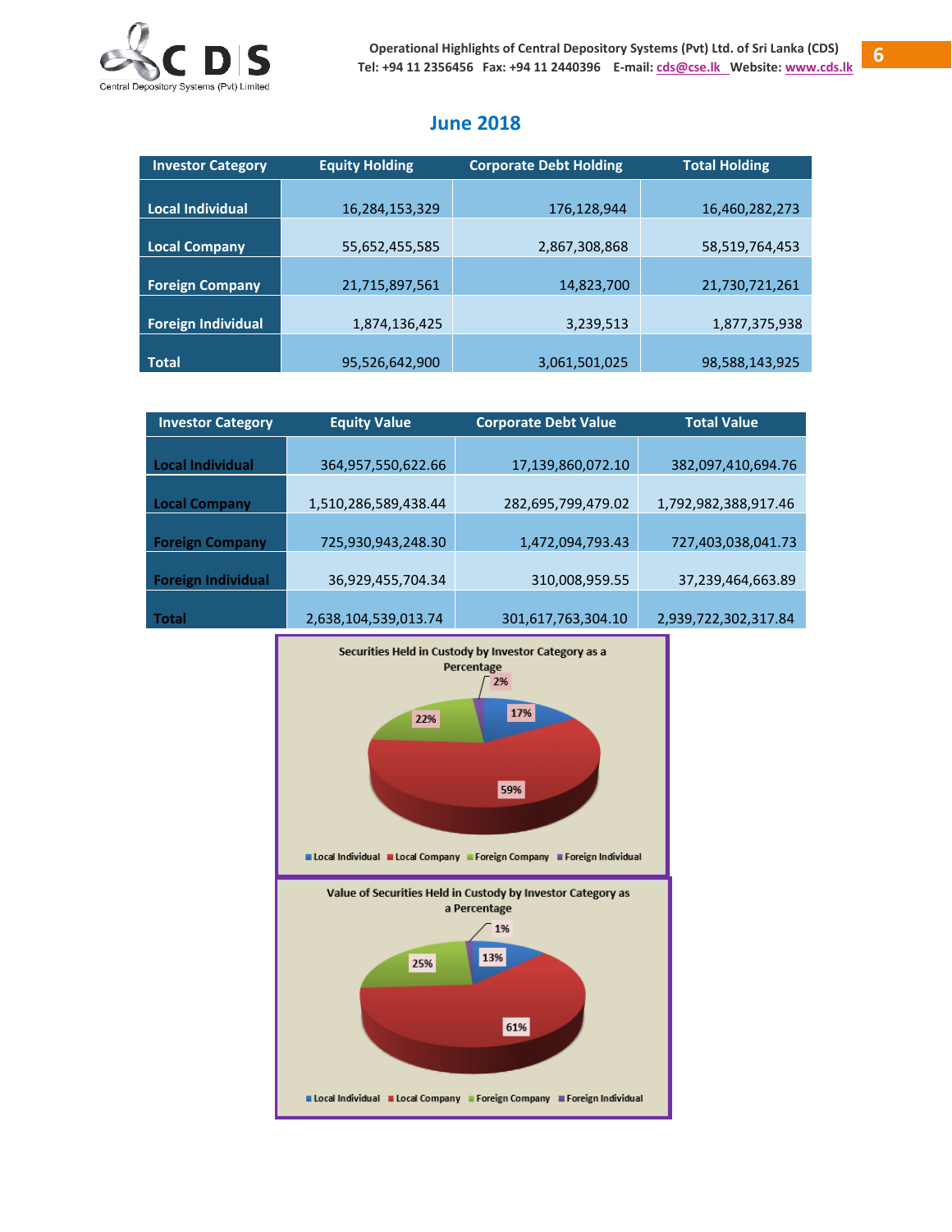## June 2018

| Investor Category | Equity Holding | Corporate Debt Holding | Total Holding |
|---|---|---|---|
| Local Individual | 16,284,153,329 | 176,128,944 | 16,460,282,273 |
| Local Company | 55,652,455,585 | 2,867,308,868 | 58,519,764,453 |
| Foreign Company | 21,715,897,561 | 14,823,700 | 21,730,721,261 |
| Foreign Individual | 1,874,136,425 | 3,239,513 | 1,877,375,938 |
| Total | 95,526,642,900 | 3,061,501,025 | 98,588,143,925 |

| Investor Category | Equity Value | Corporate Debt Value | Total Value |
|---|---|---|---|
| Local Individual | 364,957,550,622.66 | 17,139,860,072.10 | 382,097,410,694.76 |
| Local Company | 1,510,286,589,438.44 | 282,695,799,479.02 | 1,792,982,388,917.46 |
| Foreign Company | 725,930,943,248.30 | 1,472,094,793.43 | 727,403,038,041.73 |
| Foreign Individual | 36,929,455,704.34 | 310,008,959.55 | 37,239,464,663.89 |
| Total | 2,638,104,539,013.74 | 301,617,763,304.10 | 2,939,722,302,317.84 |

**Securities Held in Custody by Investor Category as a Percentage**

| Investor Category | Percentage |
|---|---|
| Local Individual | 17% |
| Local Company | 59% |
| Foreign Company | 22% |
| Foreign Individual | 2% |

**Value of Securities Held in Custody by Investor Category as a Percentage**

| Investor Category | Percentage |
|---|---|
| Local Individual | 13% |
| Local Company | 61% |
| Foreign Company | 25% |
| Foreign Individual | 1% |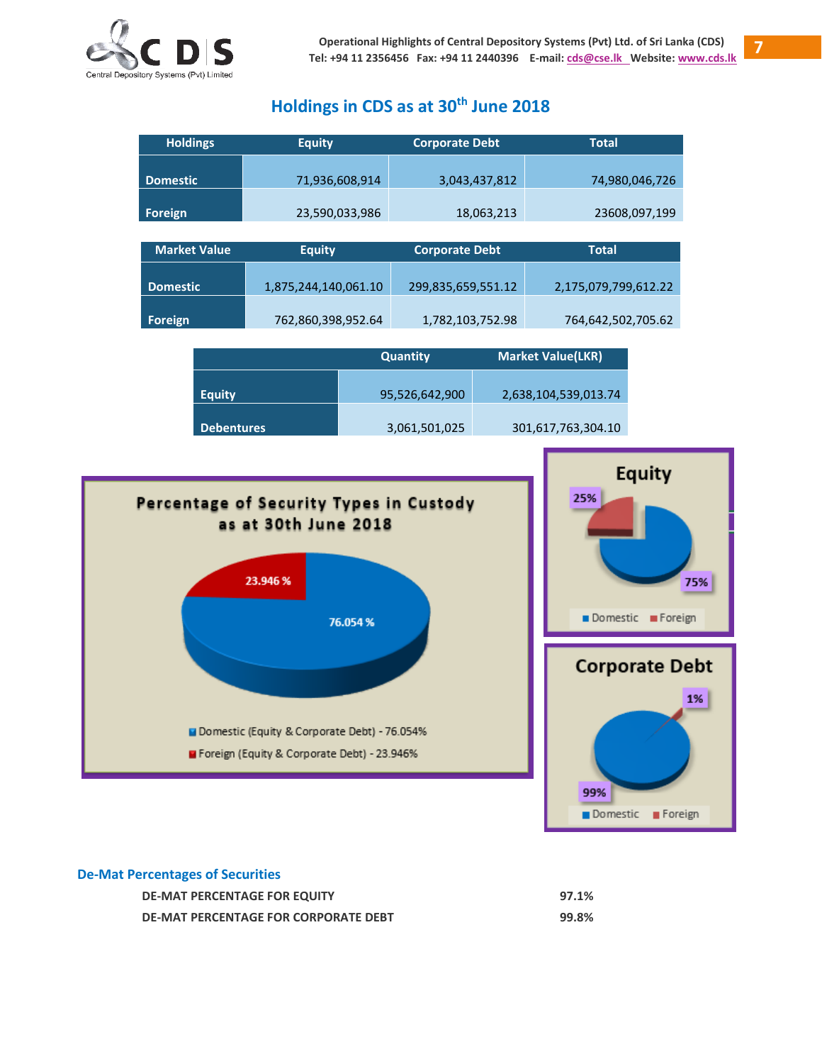## Holdings in CDS as at 30th June 2018

| Holdings | Equity | Corporate Debt | Total |
|---|---|---|---|
| Domestic | 71,936,608,914 | 3,043,437,812 | 74,980,046,726 |
| Foreign | 23,590,033,986 | 18,063,213 | 23608,097,199 |

| Market Value | Equity | Corporate Debt | Total |
|---|---|---|---|
| Domestic | 1,875,244,140,061.10 | 299,835,659,551.12 | 2,175,079,799,612.22 |
| Foreign | 762,860,398,952.64 | 1,782,103,752.98 | 764,642,502,705.62 |

| | Quantity | Market Value(LKR) |
|---|---|---|
| Equity | 95,526,642,900 | 2,638,104,539,013.74 |
| Debentures | 3,061,501,025 | 301,617,763,304.10 |

**Percentage of Security Types in Custody as at 30th June 2018**

- Domestic (Equity & Corporate Debt) - 76.054%
- Foreign (Equity & Corporate Debt) - 23.946%

**Equity**

- Domestic: 75%
- Foreign: 25%

**Corporate Debt**

- Domestic: 99%
- Foreign: 1%

### De-Mat Percentages of Securities

| | |
|---|---|
| DE-MAT PERCENTAGE FOR EQUITY | 97.1% |
| DE-MAT PERCENTAGE FOR CORPORATE DEBT | 99.8% |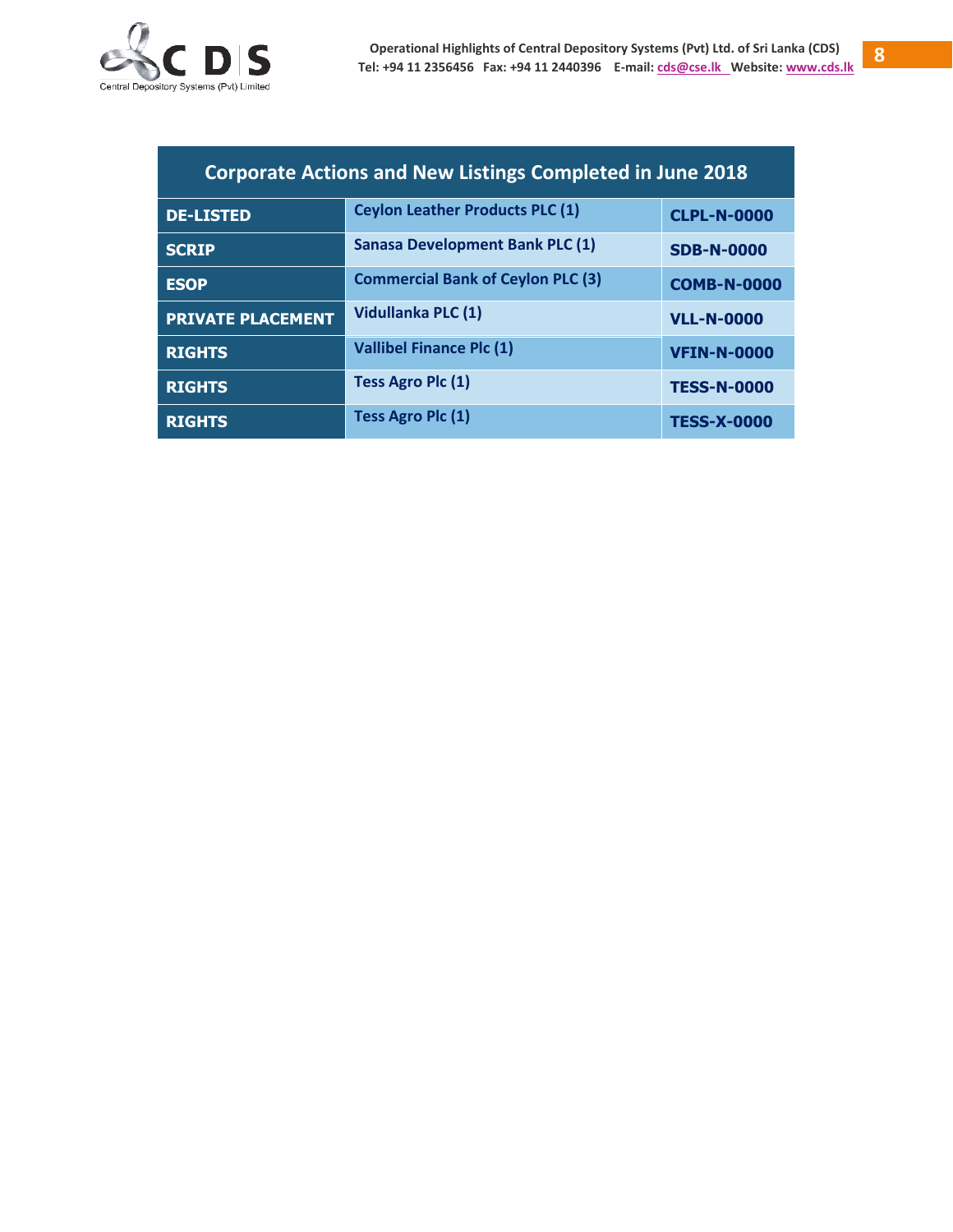| Corporate Actions and New Listings Completed in June 2018 | | |
|---|---|---|
| **DE-LISTED** | **Ceylon Leather Products PLC (1)** | **CLPL-N-0000** |
| **SCRIP** | **Sanasa Development Bank PLC (1)** | **SDB-N-0000** |
| **ESOP** | **Commercial Bank of Ceylon PLC (3)** | **COMB-N-0000** |
| **PRIVATE PLACEMENT** | **Vidullanka PLC (1)** | **VLL-N-0000** |
| **RIGHTS** | **Vallibel Finance Plc (1)** | **VFIN-N-0000** |
| **RIGHTS** | **Tess Agro Plc (1)** | **TESS-N-0000** |
| **RIGHTS** | **Tess Agro Plc (1)** | **TESS-X-0000** |